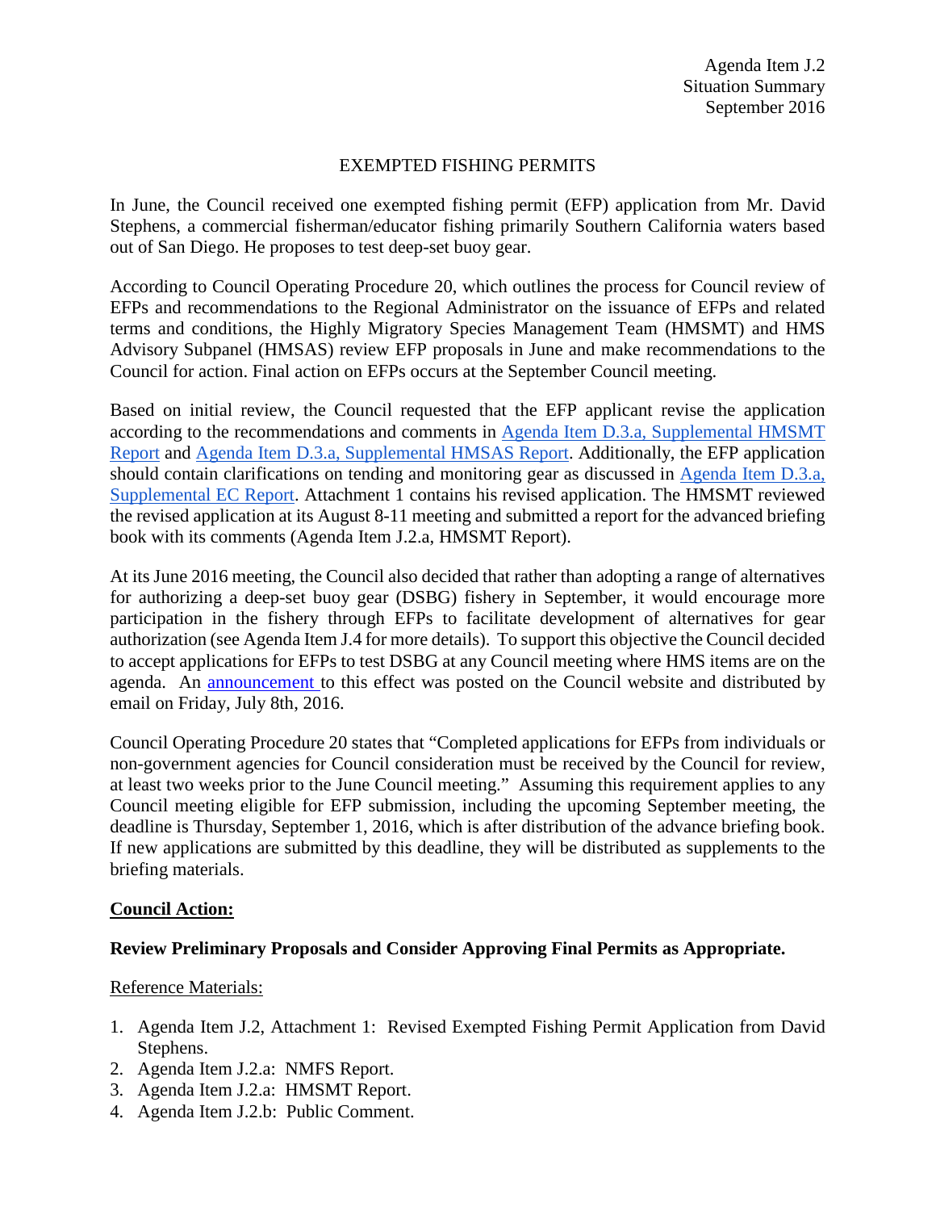Agenda Item J.2
Situation Summary
September 2016

# EXEMPTED FISHING PERMITS

In June, the Council received one exempted fishing permit (EFP) application from Mr. David Stephens, a commercial fisherman/educator fishing primarily Southern California waters based out of San Diego. He proposes to test deep-set buoy gear.

According to Council Operating Procedure 20, which outlines the process for Council review of EFPs and recommendations to the Regional Administrator on the issuance of EFPs and related terms and conditions, the Highly Migratory Species Management Team (HMSMT) and HMS Advisory Subpanel (HMSAS) review EFP proposals in June and make recommendations to the Council for action. Final action on EFPs occurs at the September Council meeting.

Based on initial review, the Council requested that the EFP applicant revise the application according to the recommendations and comments in Agenda Item D.3.a, Supplemental HMSMT Report and Agenda Item D.3.a, Supplemental HMSAS Report. Additionally, the EFP application should contain clarifications on tending and monitoring gear as discussed in Agenda Item D.3.a, Supplemental EC Report. Attachment 1 contains his revised application. The HMSMT reviewed the revised application at its August 8-11 meeting and submitted a report for the advanced briefing book with its comments (Agenda Item J.2.a, HMSMT Report).

At its June 2016 meeting, the Council also decided that rather than adopting a range of alternatives for authorizing a deep-set buoy gear (DSBG) fishery in September, it would encourage more participation in the fishery through EFPs to facilitate development of alternatives for gear authorization (see Agenda Item J.4 for more details). To support this objective the Council decided to accept applications for EFPs to test DSBG at any Council meeting where HMS items are on the agenda. An announcement to this effect was posted on the Council website and distributed by email on Friday, July 8th, 2016.

Council Operating Procedure 20 states that "Completed applications for EFPs from individuals or non-government agencies for Council consideration must be received by the Council for review, at least two weeks prior to the June Council meeting." Assuming this requirement applies to any Council meeting eligible for EFP submission, including the upcoming September meeting, the deadline is Thursday, September 1, 2016, which is after distribution of the advance briefing book. If new applications are submitted by this deadline, they will be distributed as supplements to the briefing materials.

## Council Action:

**Review Preliminary Proposals and Consider Approving Final Permits as Appropriate.**

Reference Materials:

1. Agenda Item J.2, Attachment 1: Revised Exempted Fishing Permit Application from David Stephens.
2. Agenda Item J.2.a: NMFS Report.
3. Agenda Item J.2.a: HMSMT Report.
4. Agenda Item J.2.b: Public Comment.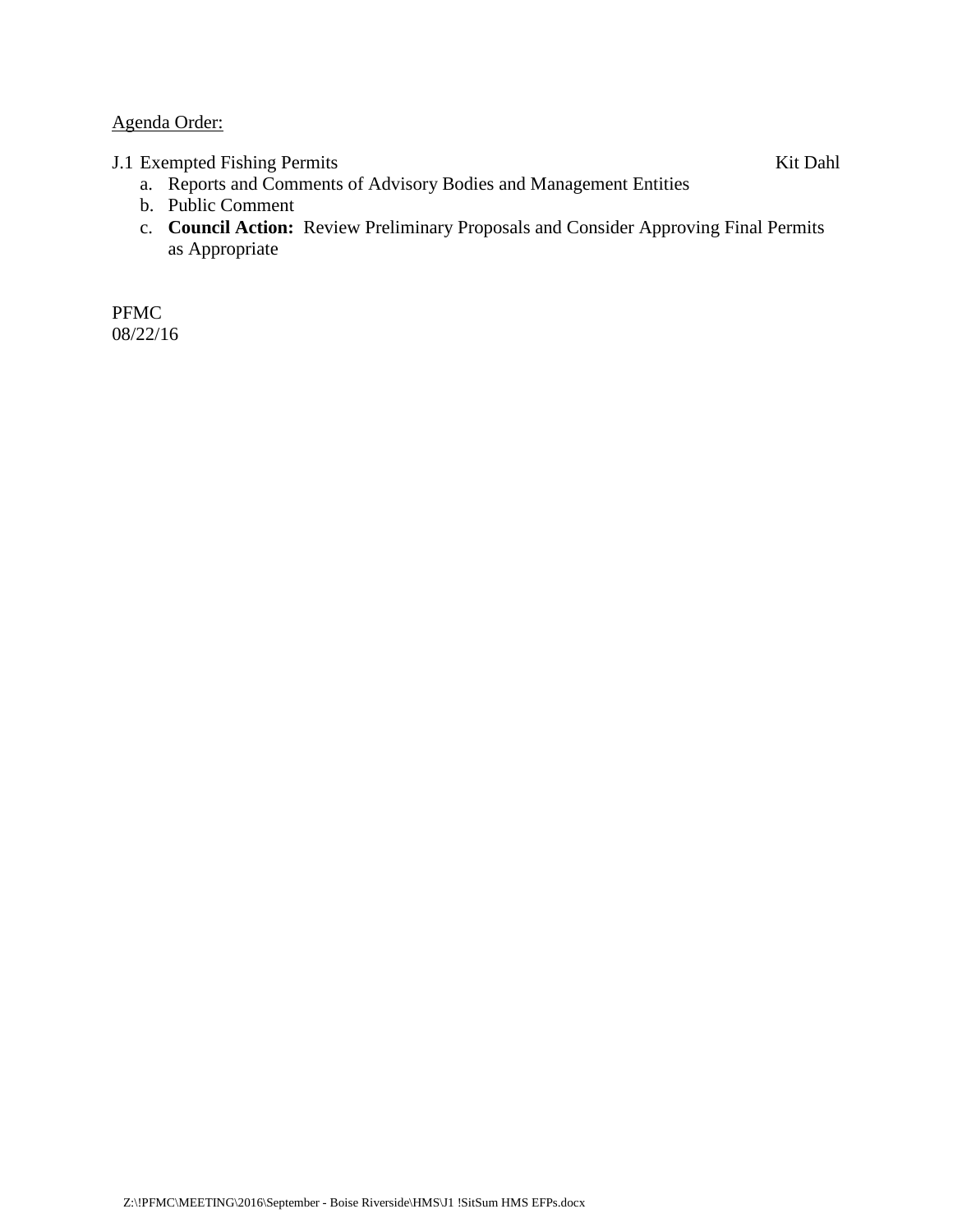Agenda Order:

J.1 Exempted Fishing Permits Kit Dahl

a. Reports and Comments of Advisory Bodies and Management Entities
b. Public Comment
c. **Council Action:** Review Preliminary Proposals and Consider Approving Final Permits as Appropriate

PFMC
08/22/16

Z:\!PFMC\MEETING\2016\September - Boise Riverside\HMS\J1 !SitSum HMS EFPs.docx